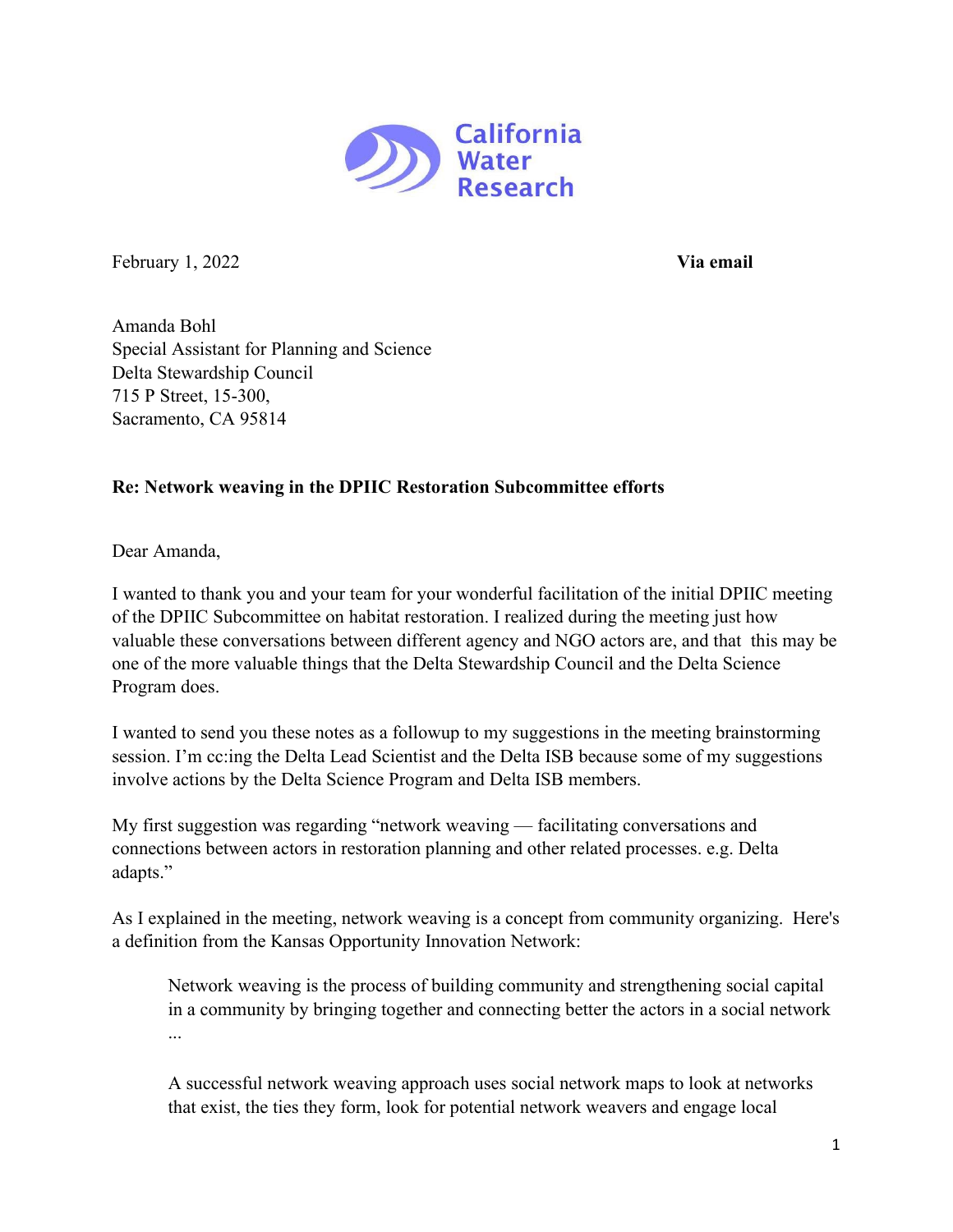California Water Research

February 1, 2022 **Via email**

Amanda Bohl
Special Assistant for Planning and Science
Delta Stewardship Council
715 P Street, 15-300,
Sacramento, CA 95814

**Re: Network weaving in the DPIIC Restoration Subcommittee efforts**

Dear Amanda,

I wanted to thank you and your team for your wonderful facilitation of the initial DPIIC meeting of the DPIIC Subcommittee on habitat restoration. I realized during the meeting just how valuable these conversations between different agency and NGO actors are, and that this may be one of the more valuable things that the Delta Stewardship Council and the Delta Science Program does.

I wanted to send you these notes as a followup to my suggestions in the meeting brainstorming session. I'm cc:ing the Delta Lead Scientist and the Delta ISB because some of my suggestions involve actions by the Delta Science Program and Delta ISB members.

My first suggestion was regarding "network weaving — facilitating conversations and connections between actors in restoration planning and other related processes. e.g. Delta adapts."

As I explained in the meeting, network weaving is a concept from community organizing. Here's a definition from the Kansas Opportunity Innovation Network:

> Network weaving is the process of building community and strengthening social capital in a community by bringing together and connecting better the actors in a social network ...
>
> A successful network weaving approach uses social network maps to look at networks that exist, the ties they form, look for potential network weavers and engage local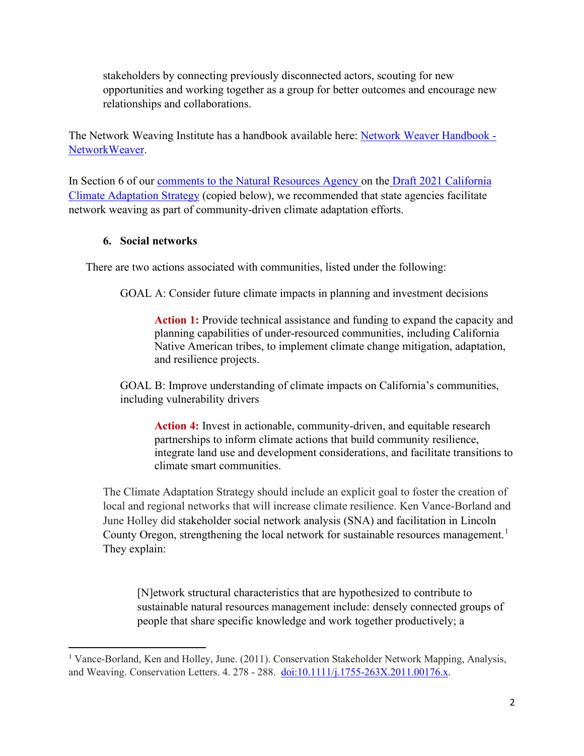stakeholders by connecting previously disconnected actors, scouting for new opportunities and working together as a group for better outcomes and encourage new relationships and collaborations.

The Network Weaving Institute has a handbook available here: [Network Weaver Handbook - NetworkWeaver](#).

In Section 6 of our [comments to the Natural Resources Agency](#) on the [Draft 2021 California Climate Adaptation Strategy](#) (copied below), we recommended that state agencies facilitate network weaving as part of community-driven climate adaptation efforts.

## 6. Social networks

There are two actions associated with communities, listed under the following:

GOAL A: Consider future climate impacts in planning and investment decisions

> **Action 1:** Provide technical assistance and funding to expand the capacity and planning capabilities of under-resourced communities, including California Native American tribes, to implement climate change mitigation, adaptation, and resilience projects.

GOAL B: Improve understanding of climate impacts on California's communities, including vulnerability drivers

> **Action 4:** Invest in actionable, community-driven, and equitable research partnerships to inform climate actions that build community resilience, integrate land use and development considerations, and facilitate transitions to climate smart communities.

The Climate Adaptation Strategy should include an explicit goal to foster the creation of local and regional networks that will increase climate resilience. Ken Vance-Borland and June Holley did stakeholder social network analysis (SNA) and facilitation in Lincoln County Oregon, strengthening the local network for sustainable resources management.[1] They explain:

> [N]etwork structural characteristics that are hypothesized to contribute to sustainable natural resources management include: densely connected groups of people that share specific knowledge and work together productively; a

---

[1] Vance-Borland, Ken and Holley, June. (2011). Conservation Stakeholder Network Mapping, Analysis, and Weaving. Conservation Letters. 4. 278 - 288. [doi:10.1111/j.1755-263X.2011.00176.x](https://doi.org/10.1111/j.1755-263X.2011.00176.x).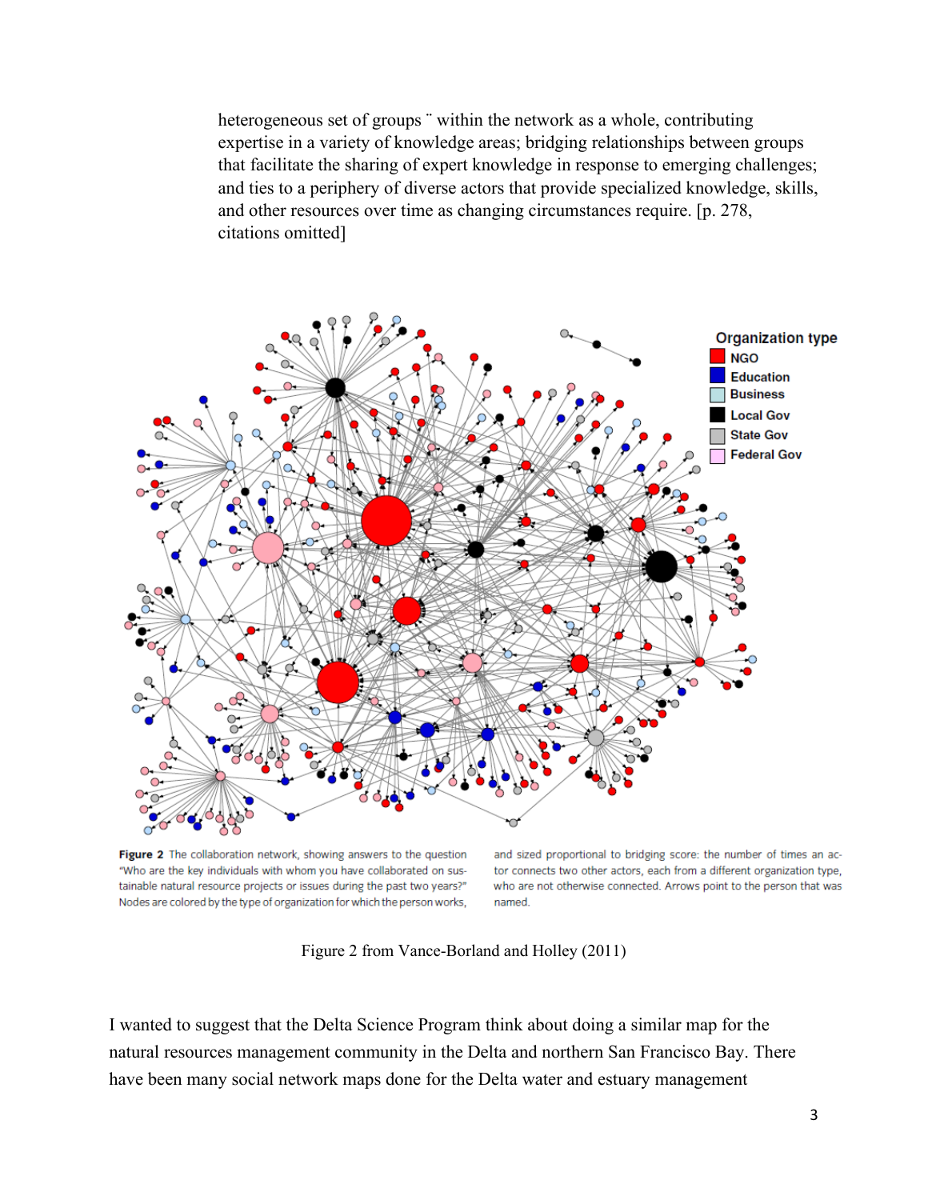heterogeneous set of groups ¨ within the network as a whole, contributing expertise in a variety of knowledge areas; bridging relationships between groups that facilitate the sharing of expert knowledge in response to emerging challenges; and ties to a periphery of diverse actors that provide specialized knowledge, skills, and other resources over time as changing circumstances require. [p. 278, citations omitted]

**Figure 2** The collaboration network, showing answers to the question "Who are the key individuals with whom you have collaborated on sustainable natural resource projects or issues during the past two years?" Nodes are colored by the type of organization for which the person works, and sized proportional to bridging score: the number of times an actor connects two other actors, each from a different organization type, who are not otherwise connected. Arrows point to the person that was named.

Figure 2 from Vance-Borland and Holley (2011)

I wanted to suggest that the Delta Science Program think about doing a similar map for the natural resources management community in the Delta and northern San Francisco Bay. There have been many social network maps done for the Delta water and estuary management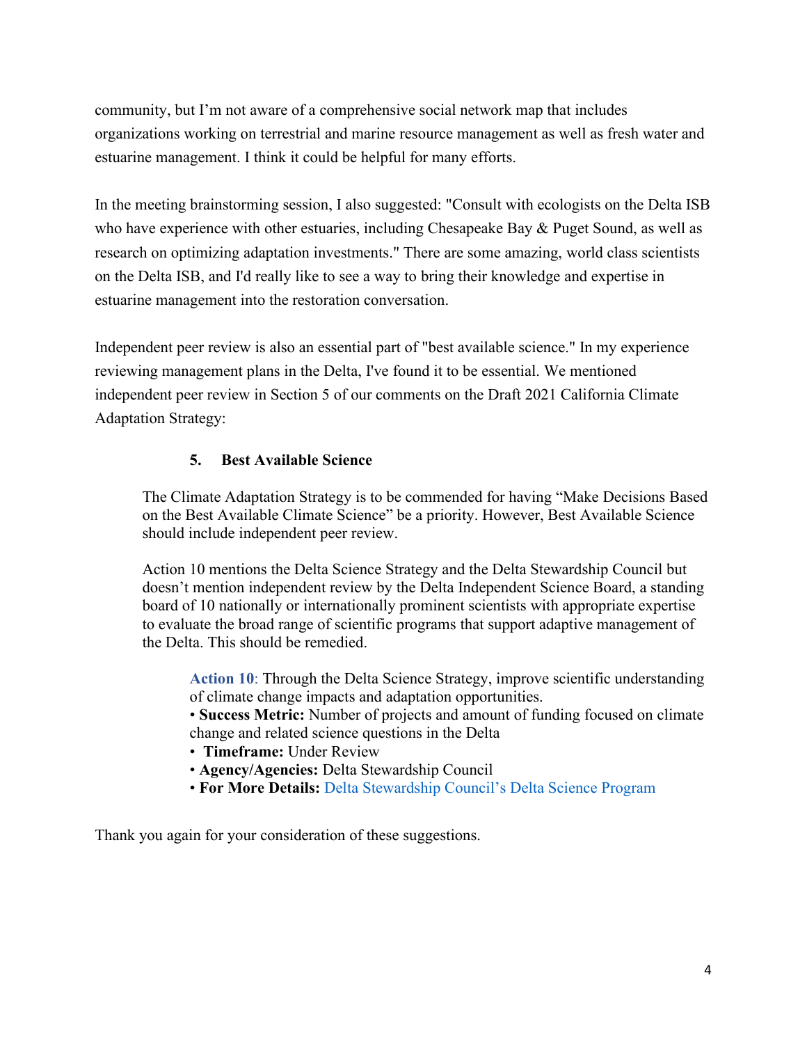community, but I'm not aware of a comprehensive social network map that includes organizations working on terrestrial and marine resource management as well as fresh water and estuarine management. I think it could be helpful for many efforts.

In the meeting brainstorming session, I also suggested: "Consult with ecologists on the Delta ISB who have experience with other estuaries, including Chesapeake Bay & Puget Sound, as well as research on optimizing adaptation investments." There are some amazing, world class scientists on the Delta ISB, and I'd really like to see a way to bring their knowledge and expertise in estuarine management into the restoration conversation.

Independent peer review is also an essential part of "best available science." In my experience reviewing management plans in the Delta, I've found it to be essential. We mentioned independent peer review in Section 5 of our comments on the Draft 2021 California Climate Adaptation Strategy:

> **5. Best Available Science**
>
> The Climate Adaptation Strategy is to be commended for having "Make Decisions Based on the Best Available Climate Science" be a priority. However, Best Available Science should include independent peer review.
>
> Action 10 mentions the Delta Science Strategy and the Delta Stewardship Council but doesn't mention independent review by the Delta Independent Science Board, a standing board of 10 nationally or internationally prominent scientists with appropriate expertise to evaluate the broad range of scientific programs that support adaptive management of the Delta. This should be remedied.
>
>> **Action 10**: Through the Delta Science Strategy, improve scientific understanding of climate change impacts and adaptation opportunities.
>> - **Success Metric:** Number of projects and amount of funding focused on climate change and related science questions in the Delta
>> - **Timeframe:** Under Review
>> - **Agency/Agencies:** Delta Stewardship Council
>> - **For More Details:** Delta Stewardship Council's Delta Science Program

Thank you again for your consideration of these suggestions.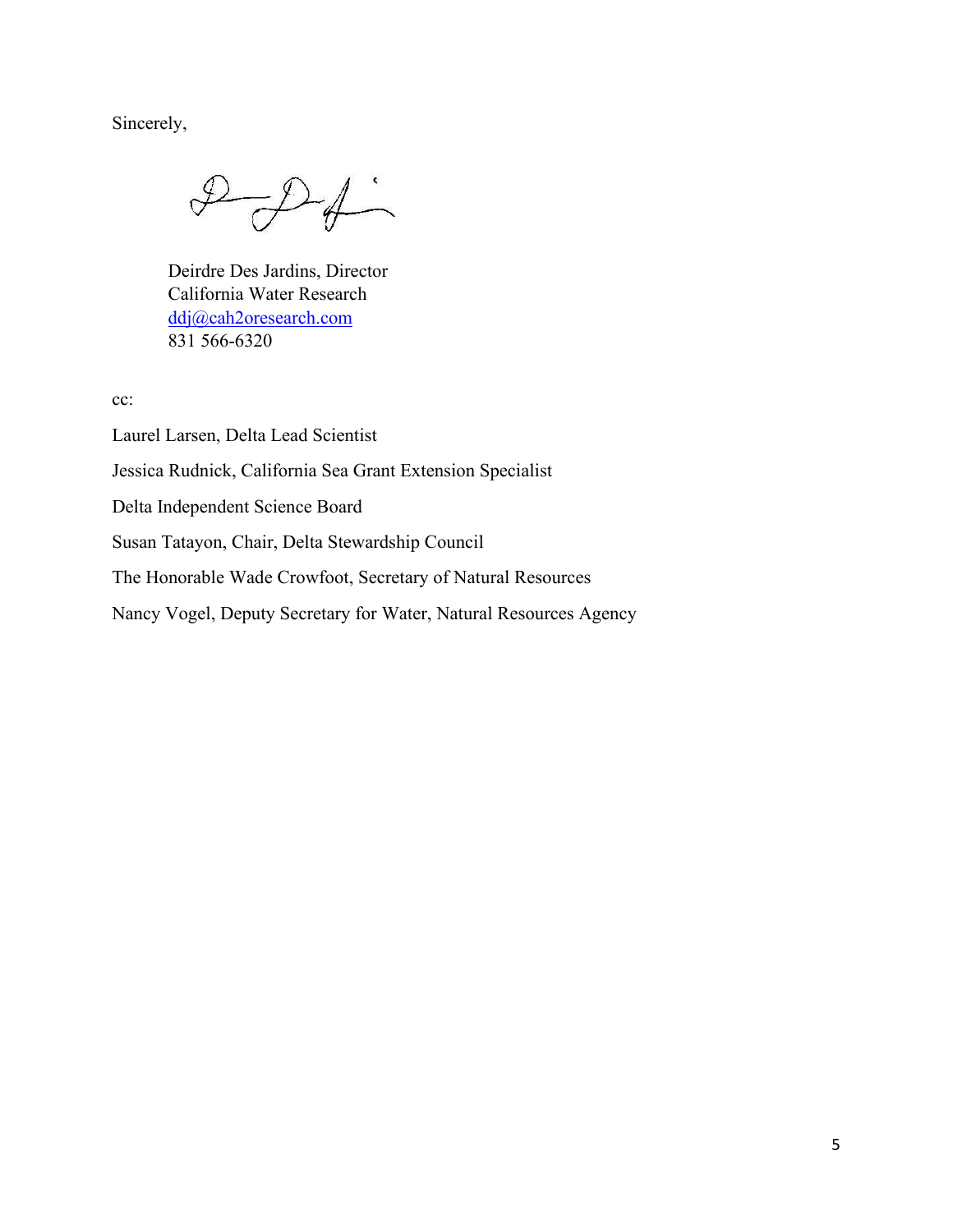Sincerely,

Deirdre Des Jardins, Director
California Water Research
ddj@cah2oresearch.com
831 566-6320

cc:

Laurel Larsen, Delta Lead Scientist

Jessica Rudnick, California Sea Grant Extension Specialist

Delta Independent Science Board

Susan Tatayon, Chair, Delta Stewardship Council

The Honorable Wade Crowfoot, Secretary of Natural Resources

Nancy Vogel, Deputy Secretary for Water, Natural Resources Agency